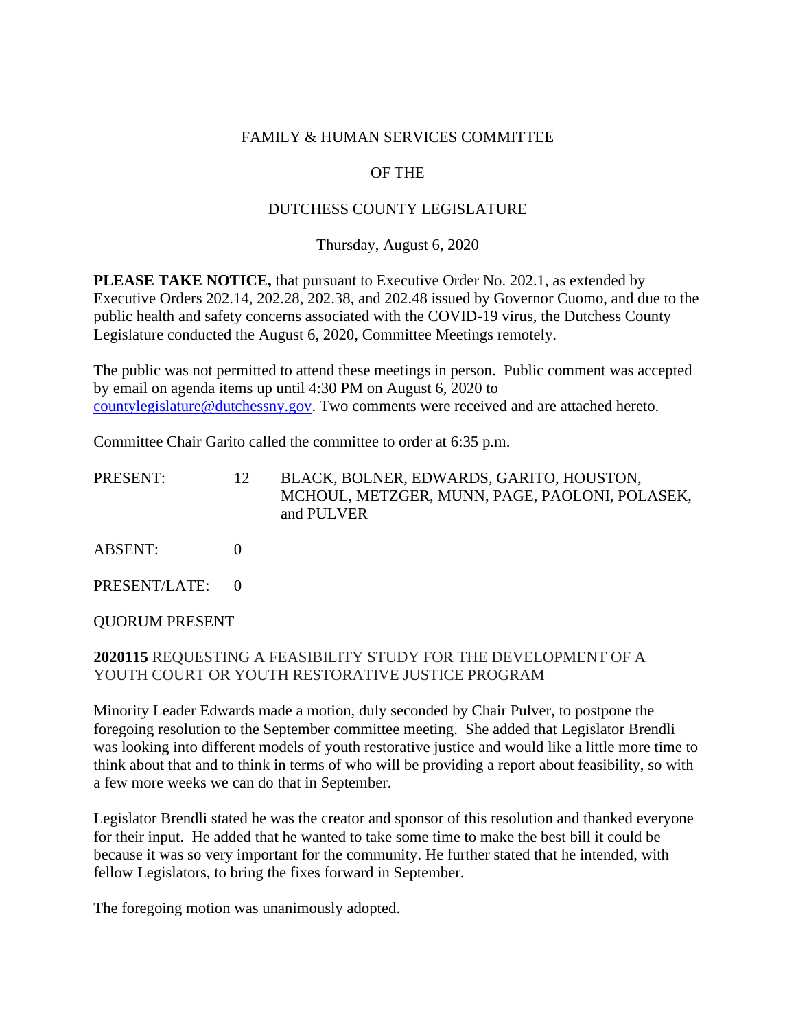FAMILY & HUMAN SERVICES COMMITTEE

OF THE

DUTCHESS COUNTY LEGISLATURE

Thursday, August 6, 2020

**PLEASE TAKE NOTICE,** that pursuant to Executive Order No. 202.1, as extended by Executive Orders 202.14, 202.28, 202.38, and 202.48 issued by Governor Cuomo, and due to the public health and safety concerns associated with the COVID-19 virus, the Dutchess County Legislature conducted the August 6, 2020, Committee Meetings remotely.

The public was not permitted to attend these meetings in person. Public comment was accepted by email on agenda items up until 4:30 PM on August 6, 2020 to countylegislature@dutchessny.gov. Two comments were received and are attached hereto.

Committee Chair Garito called the committee to order at 6:35 p.m.

| | | |
|---|---|---|
| PRESENT: | 12 | BLACK, BOLNER, EDWARDS, GARITO, HOUSTON, MCHOUL, METZGER, MUNN, PAGE, PAOLONI, POLASEK, and PULVER |
| ABSENT: | 0 | |
| PRESENT/LATE: | 0 | |

QUORUM PRESENT

**2020115** REQUESTING A FEASIBILITY STUDY FOR THE DEVELOPMENT OF A YOUTH COURT OR YOUTH RESTORATIVE JUSTICE PROGRAM

Minority Leader Edwards made a motion, duly seconded by Chair Pulver, to postpone the foregoing resolution to the September committee meeting. She added that Legislator Brendli was looking into different models of youth restorative justice and would like a little more time to think about that and to think in terms of who will be providing a report about feasibility, so with a few more weeks we can do that in September.

Legislator Brendli stated he was the creator and sponsor of this resolution and thanked everyone for their input. He added that he wanted to take some time to make the best bill it could be because it was so very important for the community. He further stated that he intended, with fellow Legislators, to bring the fixes forward in September.

The foregoing motion was unanimously adopted.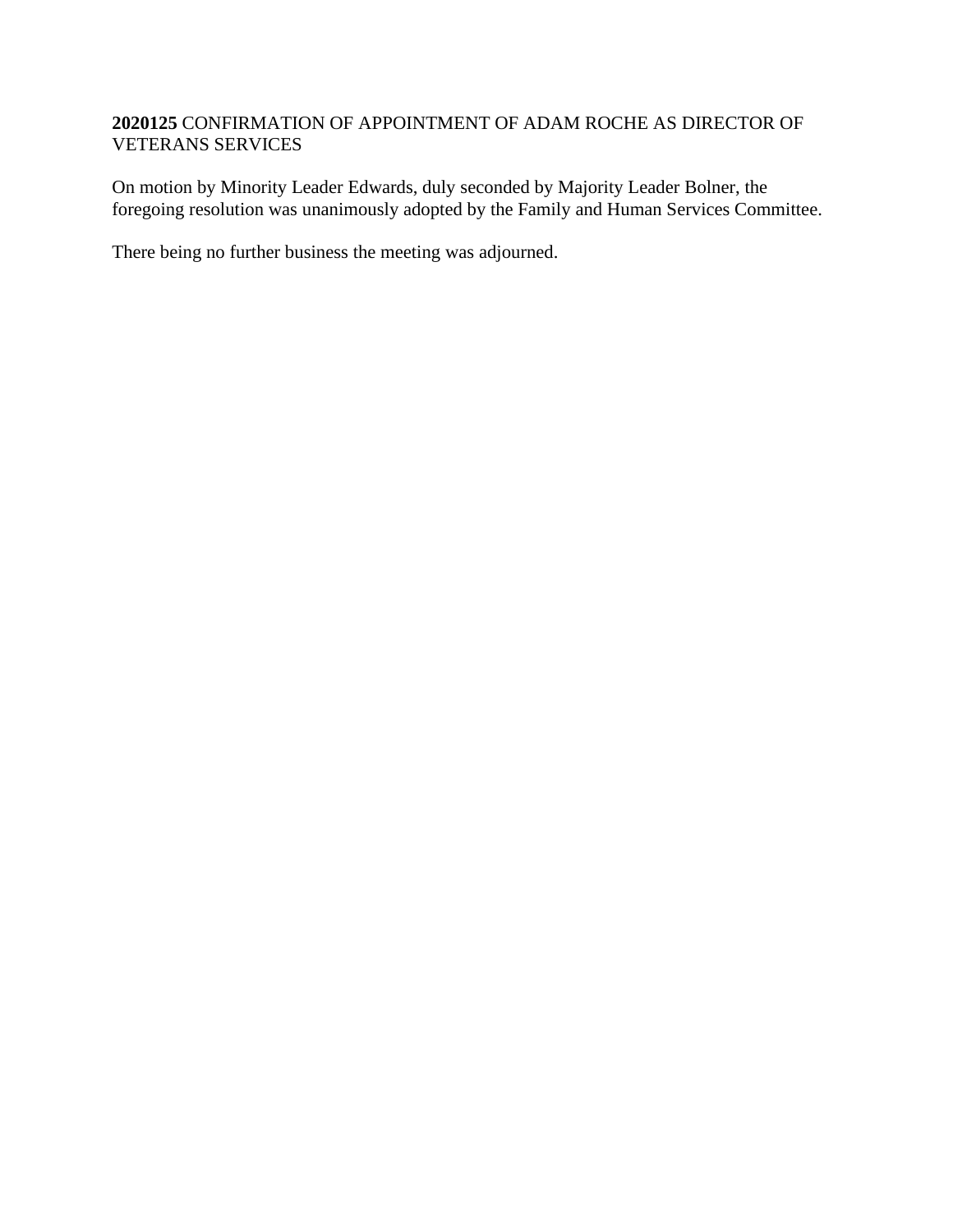**2020125** CONFIRMATION OF APPOINTMENT OF ADAM ROCHE AS DIRECTOR OF VETERANS SERVICES

On motion by Minority Leader Edwards, duly seconded by Majority Leader Bolner, the foregoing resolution was unanimously adopted by the Family and Human Services Committee.

There being no further business the meeting was adjourned.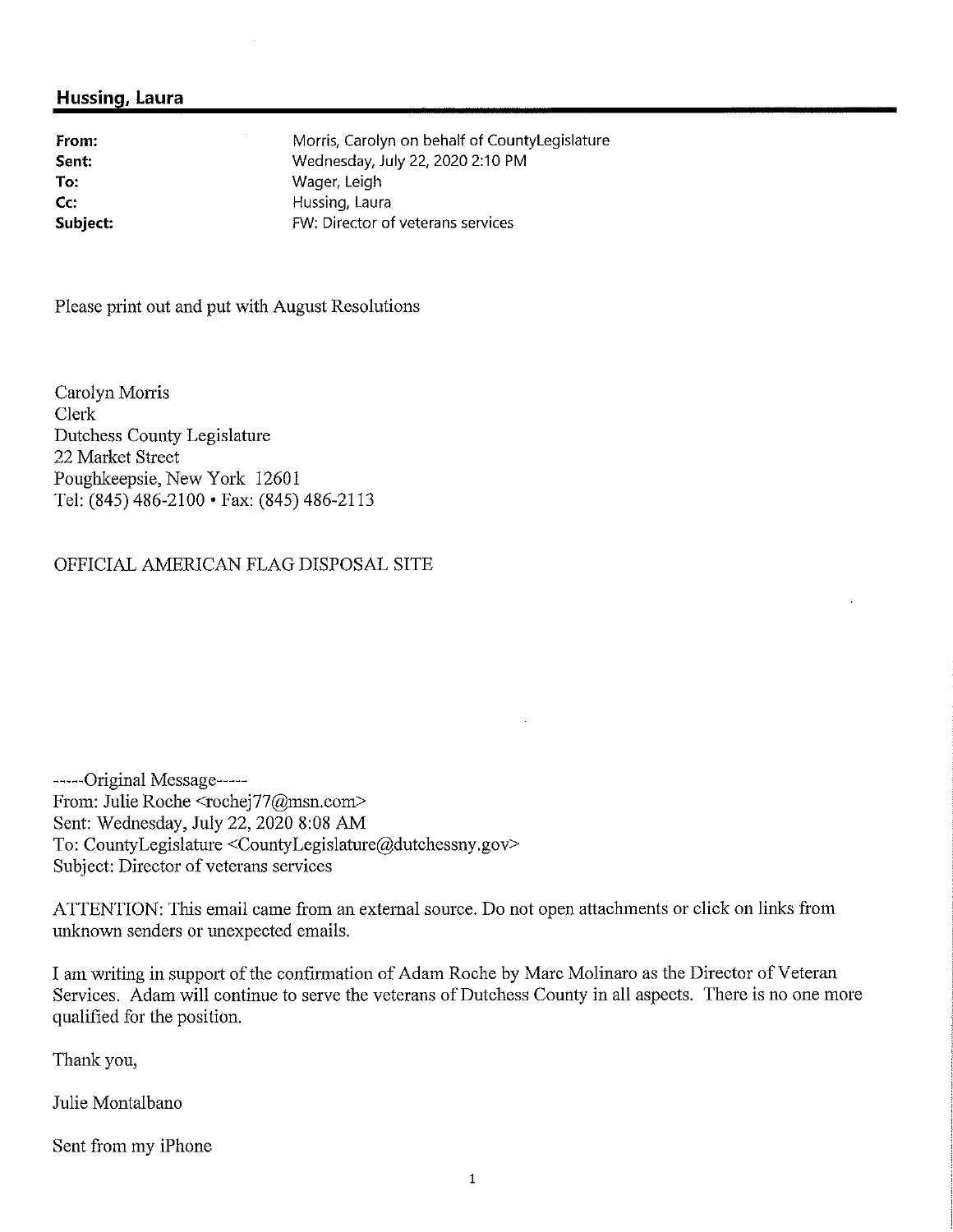## Hussing, Laura

| | |
|---|---|
| **From:** | Morris, Carolyn on behalf of CountyLegislature |
| **Sent:** | Wednesday, July 22, 2020 2:10 PM |
| **To:** | Wager, Leigh |
| **Cc:** | Hussing, Laura |
| **Subject:** | FW: Director of veterans services |

Please print out and put with August Resolutions

Carolyn Morris
Clerk
Dutchess County Legislature
22 Market Street
Poughkeepsie, New York 12601
Tel: (845) 486-2100 • Fax: (845) 486-2113

OFFICIAL AMERICAN FLAG DISPOSAL SITE

-----Original Message-----
From: Julie Roche <rochej77@msn.com>
Sent: Wednesday, July 22, 2020 8:08 AM
To: CountyLegislature <CountyLegislature@dutchessny.gov>
Subject: Director of veterans services

ATTENTION: This email came from an external source. Do not open attachments or click on links from unknown senders or unexpected emails.

I am writing in support of the confirmation of Adam Roche by Marc Molinaro as the Director of Veteran Services. Adam will continue to serve the veterans of Dutchess County in all aspects. There is no one more qualified for the position.

Thank you,

Julie Montalbano

Sent from my iPhone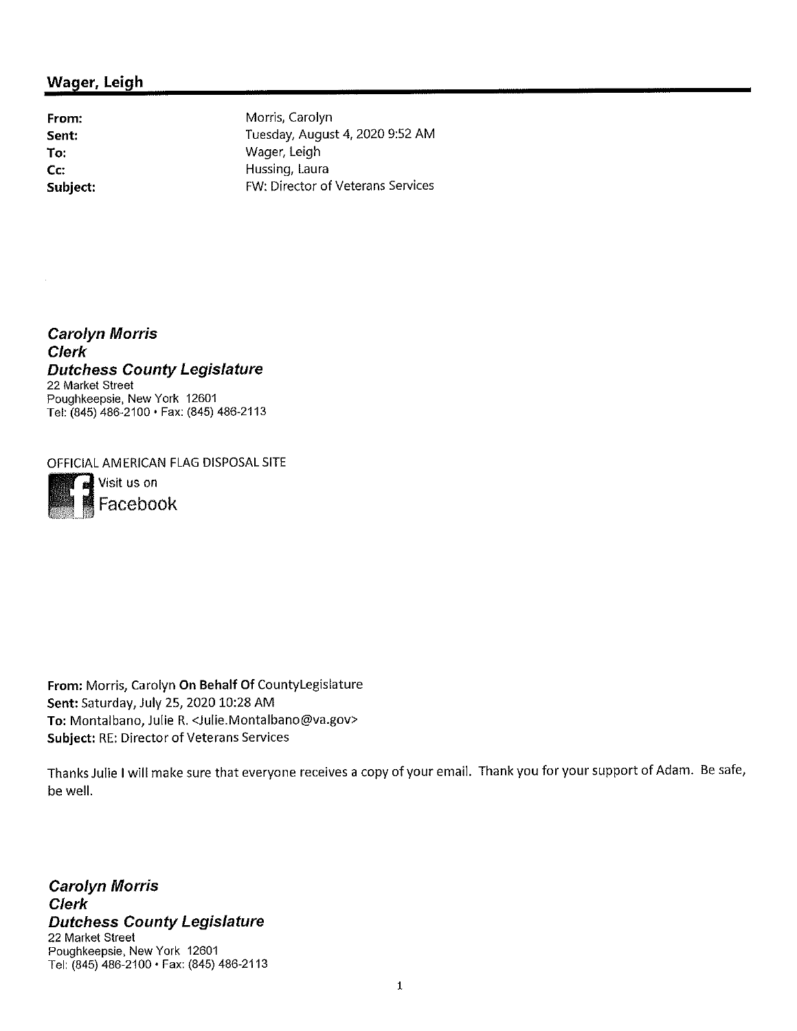## Wager, Leigh

**From:** Morris, Carolyn
**Sent:** Tuesday, August 4, 2020 9:52 AM
**To:** Wager, Leigh
**Cc:** Hussing, Laura
**Subject:** FW: Director of Veterans Services

***Carolyn Morris***
***Clerk***
***Dutchess County Legislature***
22 Market Street
Poughkeepsie, New York 12601
Tel: (845) 486-2100 • Fax: (845) 486-2113

OFFICIAL AMERICAN FLAG DISPOSAL SITE

Visit us on Facebook

**From:** Morris, Carolyn **On Behalf Of** CountyLegislature
**Sent:** Saturday, July 25, 2020 10:28 AM
**To:** Montalbano, Julie R. <Julie.Montalbano@va.gov>
**Subject:** RE: Director of Veterans Services

Thanks Julie I will make sure that everyone receives a copy of your email. Thank you for your support of Adam. Be safe, be well.

***Carolyn Morris***
***Clerk***
***Dutchess County Legislature***
22 Market Street
Poughkeepsie, New York 12601
Tel: (845) 486-2100 • Fax: (845) 486-2113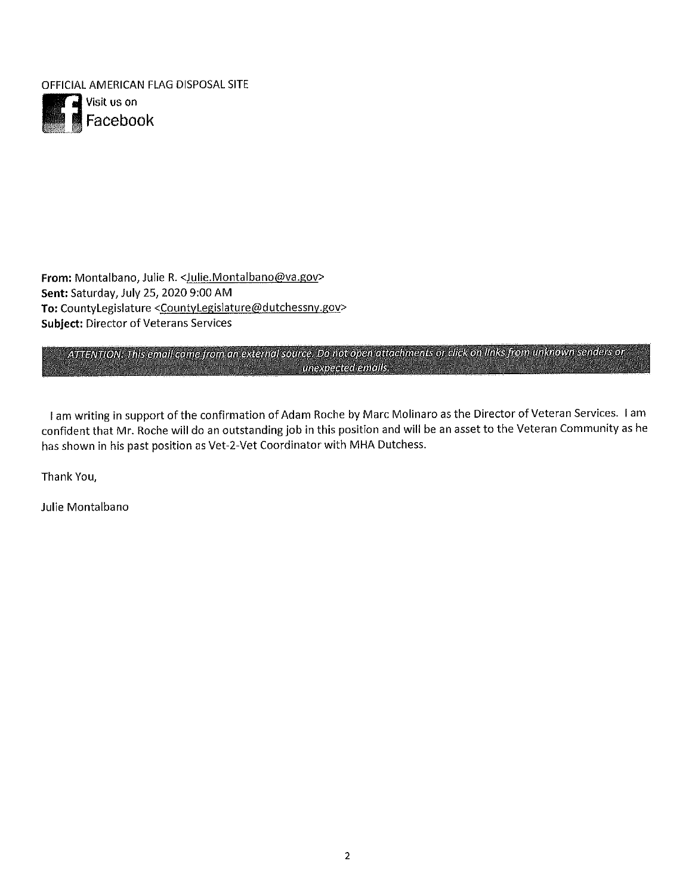OFFICIAL AMERICAN FLAG DISPOSAL SITE

Visit us on Facebook

**From:** Montalbano, Julie R. <Julie.Montalbano@va.gov>
**Sent:** Saturday, July 25, 2020 9:00 AM
**To:** CountyLegislature <CountyLegislature@dutchessny.gov>
**Subject:** Director of Veterans Services

*ATTENTION: This email came from an external source. Do not open attachments or click on links from unknown senders or unexpected emails.*

I am writing in support of the confirmation of Adam Roche by Marc Molinaro as the Director of Veteran Services. I am confident that Mr. Roche will do an outstanding job in this position and will be an asset to the Veteran Community as he has shown in his past position as Vet-2-Vet Coordinator with MHA Dutchess.

Thank You,

Julie Montalbano